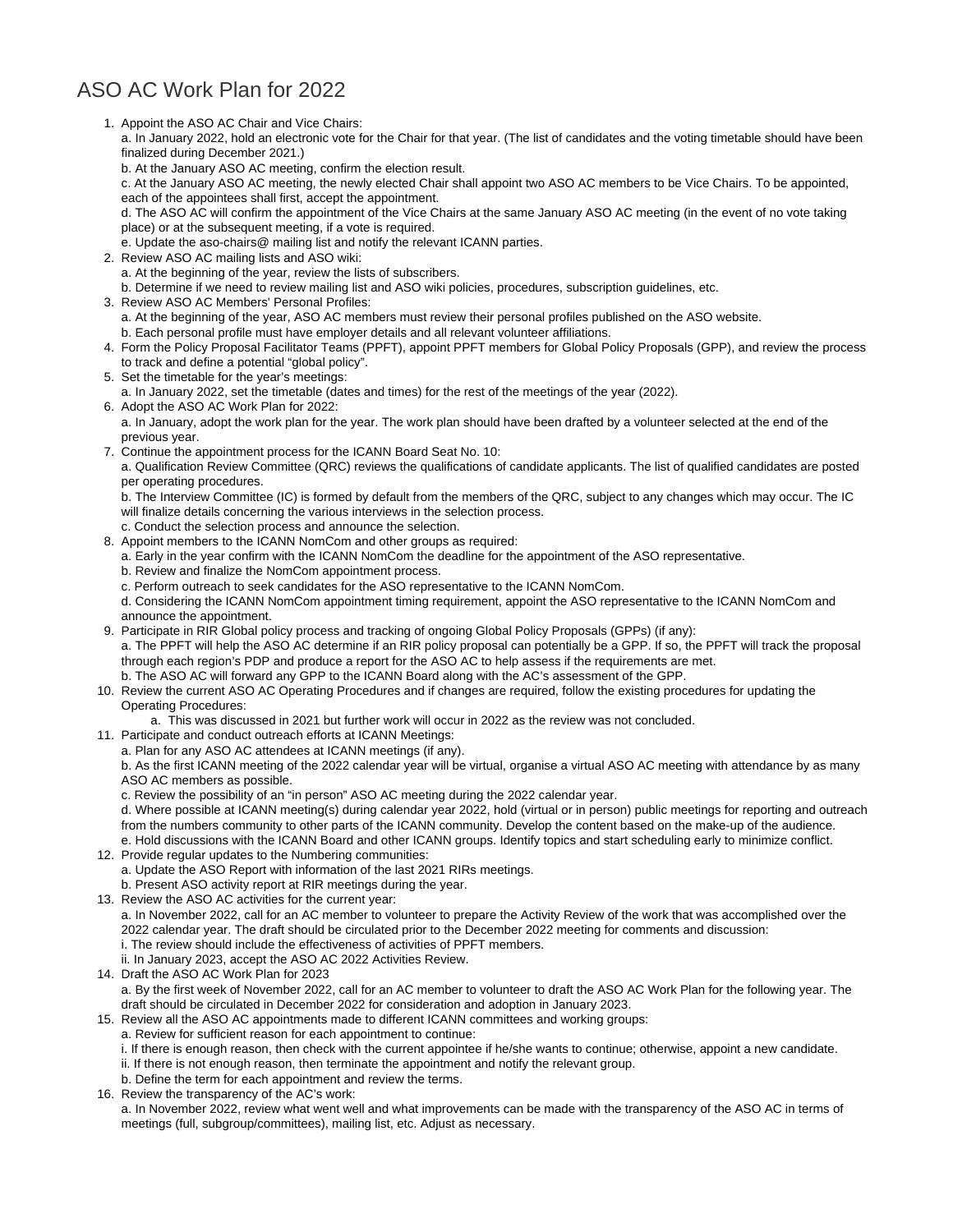# ASO AC Work Plan for 2022

1. Appoint the ASO AC Chair and Vice Chairs:
   a. In January 2022, hold an electronic vote for the Chair for that year. (The list of candidates and the voting timetable should have been finalized during December 2021.)
   b. At the January ASO AC meeting, confirm the election result.
   c. At the January ASO AC meeting, the newly elected Chair shall appoint two ASO AC members to be Vice Chairs. To be appointed, each of the appointees shall first, accept the appointment.
   d. The ASO AC will confirm the appointment of the Vice Chairs at the same January ASO AC meeting (in the event of no vote taking place) or at the subsequent meeting, if a vote is required.
   e. Update the aso-chairs@ mailing list and notify the relevant ICANN parties.
2. Review ASO AC mailing lists and ASO wiki:
   a. At the beginning of the year, review the lists of subscribers.
   b. Determine if we need to review mailing list and ASO wiki policies, procedures, subscription guidelines, etc.
3. Review ASO AC Members' Personal Profiles:
   a. At the beginning of the year, ASO AC members must review their personal profiles published on the ASO website.
   b. Each personal profile must have employer details and all relevant volunteer affiliations.
4. Form the Policy Proposal Facilitator Teams (PPFT), appoint PPFT members for Global Policy Proposals (GPP), and review the process to track and define a potential "global policy".
5. Set the timetable for the year's meetings:
   a. In January 2022, set the timetable (dates and times) for the rest of the meetings of the year (2022).
6. Adopt the ASO AC Work Plan for 2022:
   a. In January, adopt the work plan for the year. The work plan should have been drafted by a volunteer selected at the end of the previous year.
7. Continue the appointment process for the ICANN Board Seat No. 10:
   a. Qualification Review Committee (QRC) reviews the qualifications of candidate applicants. The list of qualified candidates are posted per operating procedures.
   b. The Interview Committee (IC) is formed by default from the members of the QRC, subject to any changes which may occur. The IC will finalize details concerning the various interviews in the selection process.
   c. Conduct the selection process and announce the selection.
8. Appoint members to the ICANN NomCom and other groups as required:
   a. Early in the year confirm with the ICANN NomCom the deadline for the appointment of the ASO representative.
   b. Review and finalize the NomCom appointment process.
   c. Perform outreach to seek candidates for the ASO representative to the ICANN NomCom.
   d. Considering the ICANN NomCom appointment timing requirement, appoint the ASO representative to the ICANN NomCom and announce the appointment.
9. Participate in RIR Global policy process and tracking of ongoing Global Policy Proposals (GPPs) (if any):
   a. The PPFT will help the ASO AC determine if an RIR policy proposal can potentially be a GPP. If so, the PPFT will track the proposal through each region's PDP and produce a report for the ASO AC to help assess if the requirements are met.
   b. The ASO AC will forward any GPP to the ICANN Board along with the AC's assessment of the GPP.
10. Review the current ASO AC Operating Procedures and if changes are required, follow the existing procedures for updating the Operating Procedures:
    a. This was discussed in 2021 but further work will occur in 2022 as the review was not concluded.
11. Participate and conduct outreach efforts at ICANN Meetings:
    a. Plan for any ASO AC attendees at ICANN meetings (if any).
    b. As the first ICANN meeting of the 2022 calendar year will be virtual, organise a virtual ASO AC meeting with attendance by as many ASO AC members as possible.
    c. Review the possibility of an "in person" ASO AC meeting during the 2022 calendar year.
    d. Where possible at ICANN meeting(s) during calendar year 2022, hold (virtual or in person) public meetings for reporting and outreach from the numbers community to other parts of the ICANN community. Develop the content based on the make-up of the audience.
    e. Hold discussions with the ICANN Board and other ICANN groups. Identify topics and start scheduling early to minimize conflict.
12. Provide regular updates to the Numbering communities:
    a. Update the ASO Report with information of the last 2021 RIRs meetings.
    b. Present ASO activity report at RIR meetings during the year.
13. Review the ASO AC activities for the current year:
    a. In November 2022, call for an AC member to volunteer to prepare the Activity Review of the work that was accomplished over the 2022 calendar year. The draft should be circulated prior to the December 2022 meeting for comments and discussion:
    i. The review should include the effectiveness of activities of PPFT members.
    ii. In January 2023, accept the ASO AC 2022 Activities Review.
14. Draft the ASO AC Work Plan for 2023
    a. By the first week of November 2022, call for an AC member to volunteer to draft the ASO AC Work Plan for the following year. The draft should be circulated in December 2022 for consideration and adoption in January 2023.
15. Review all the ASO AC appointments made to different ICANN committees and working groups:
    a. Review for sufficient reason for each appointment to continue:
    i. If there is enough reason, then check with the current appointee if he/she wants to continue; otherwise, appoint a new candidate.
    ii. If there is not enough reason, then terminate the appointment and notify the relevant group.
    b. Define the term for each appointment and review the terms.
16. Review the transparency of the AC's work:
    a. In November 2022, review what went well and what improvements can be made with the transparency of the ASO AC in terms of meetings (full, subgroup/committees), mailing list, etc. Adjust as necessary.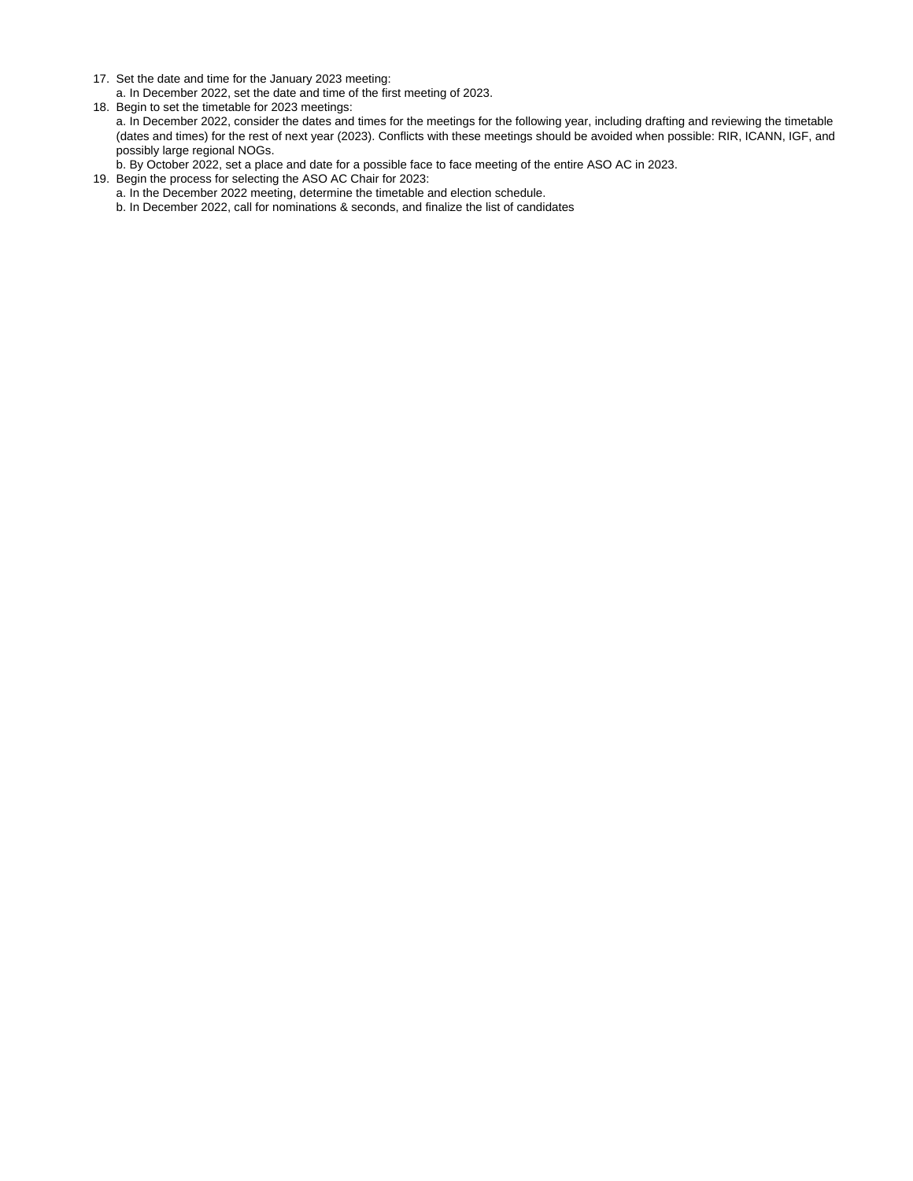17. Set the date and time for the January 2023 meeting:
    a. In December 2022, set the date and time of the first meeting of 2023.
18. Begin to set the timetable for 2023 meetings:
    a. In December 2022, consider the dates and times for the meetings for the following year, including drafting and reviewing the timetable (dates and times) for the rest of next year (2023). Conflicts with these meetings should be avoided when possible: RIR, ICANN, IGF, and possibly large regional NOGs.
    b. By October 2022, set a place and date for a possible face to face meeting of the entire ASO AC in 2023.
19. Begin the process for selecting the ASO AC Chair for 2023:
    a. In the December 2022 meeting, determine the timetable and election schedule.
    b. In December 2022, call for nominations & seconds, and finalize the list of candidates